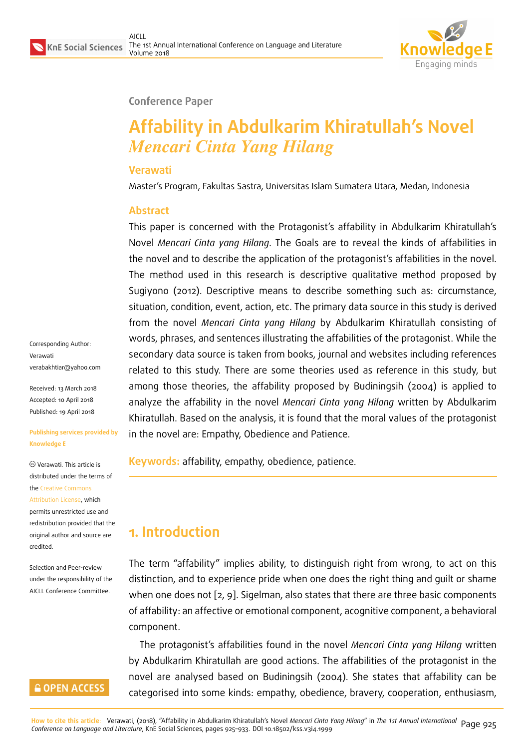Conference Paper

# Affability in Abdulkarim Khiratullah's Novel *Mencari Cinta Yang Hilang*

**Verawati**

Master's Program, Fakultas Sastra, Universitas Islam Sumatera Utara, Medan, Indonesia

## Abstract

This paper is concerned with the Protagonist's affability in Abdulkarim Khiratullah's Novel *Mencari Cinta yang Hilang*. The Goals are to reveal the kinds of affabilities in the novel and to describe the application of the protagonist's affabilities in the novel. The method used in this research is descriptive qualitative method proposed by Sugiyono (2012). Descriptive means to describe something such as: circumstance, situation, condition, event, action, etc. The primary data source in this study is derived from the novel *Mencari Cinta yang Hilang* by Abdulkarim Khiratullah consisting of words, phrases, and sentences illustrating the affabilities of the protagonist. While the secondary data source is taken from books, journal and websites including references related to this study. There are some theories used as reference in this study, but among those theories, the affability proposed by Budiningsih (2004) is applied to analyze the affability in the novel *Mencari Cinta yang Hilang* written by Abdulkarim Khiratullah. Based on the analysis, it is found that the moral values of the protagonist in the novel are: Empathy, Obedience and Patience.

**Keywords:** affability, empathy, obedience, patience.

Corresponding Author:
Verawati
verabakhtiar@yahoo.com

Received: 13 March 2018
Accepted: 10 April 2018
Published: 19 April 2018

Publishing services provided by Knowledge E

© Verawati. This article is distributed under the terms of the Creative Commons Attribution License, which permits unrestricted use and redistribution provided that the original author and source are credited.

Selection and Peer-review under the responsibility of the AICLL Conference Committee.

OPEN ACCESS

## 1. Introduction

The term "affability" implies ability, to distinguish right from wrong, to act on this distinction, and to experience pride when one does the right thing and guilt or shame when one does not [2, 9]. Sigelman, also states that there are three basic components of affability: an affective or emotional component, acognitive component, a behavioral component.

The protagonist's affabilities found in the novel *Mencari Cinta yang Hilang* written by Abdulkarim Khiratullah are good actions. The affabilities of the protagonist in the novel are analysed based on Budiningsih (2004). She states that affability can be categorised into some kinds: empathy, obedience, bravery, cooperation, enthusiasm,

How to cite this article: Verawati, (2018), "Affability in Abdulkarim Khiratullah's Novel *Mencari Cinta Yang Hilang*" in *The 1st Annual International Conference on Language and Literature*, KnE Social Sciences, pages 925–933. DOI 10.18502/kss.v3i4.1999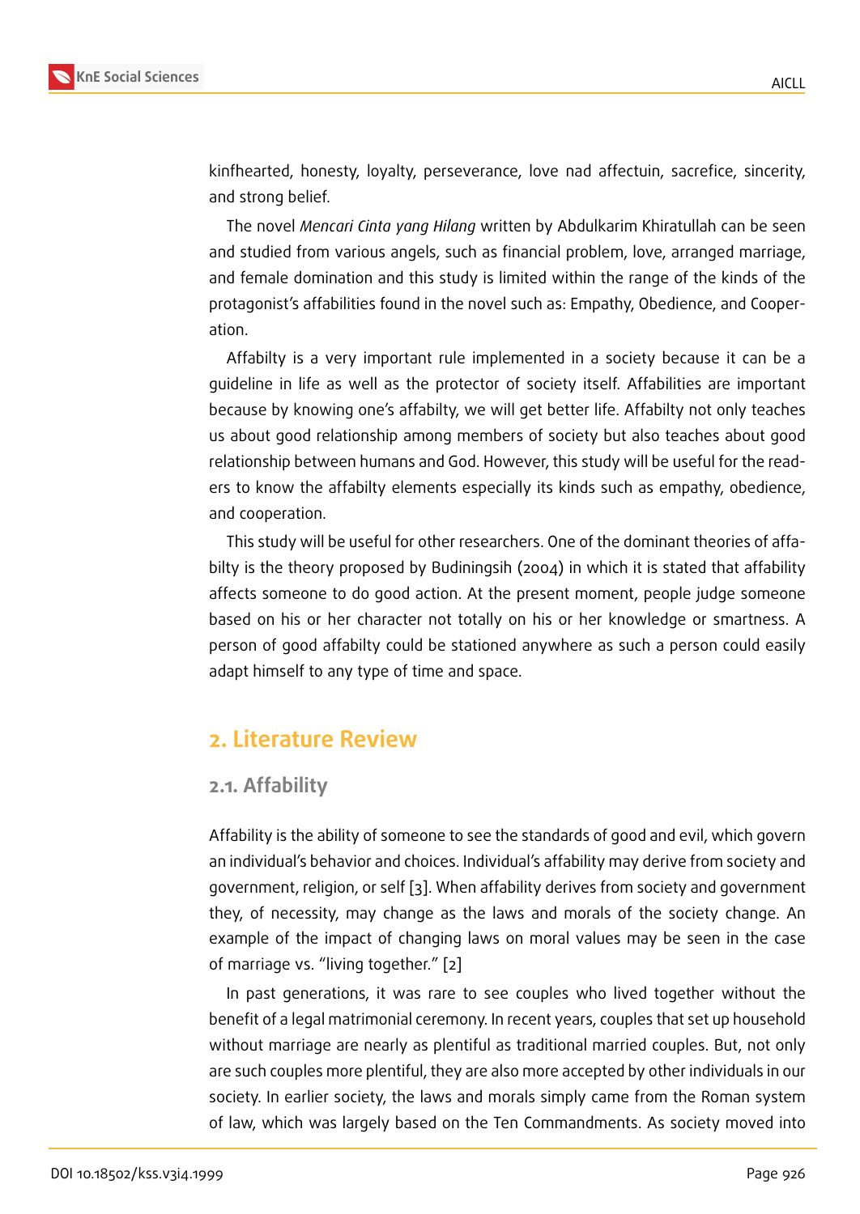kinfhearted, honesty, loyalty, perseverance, love nad affectuin, sacrefice, sincerity, and strong belief.

The novel *Mencari Cinta yang Hilang* written by Abdulkarim Khiratullah can be seen and studied from various angels, such as financial problem, love, arranged marriage, and female domination and this study is limited within the range of the kinds of the protagonist's affabilities found in the novel such as: Empathy, Obedience, and Cooperation.

Affabilty is a very important rule implemented in a society because it can be a guideline in life as well as the protector of society itself. Affabilities are important because by knowing one's affabilty, we will get better life. Affabilty not only teaches us about good relationship among members of society but also teaches about good relationship between humans and God. However, this study will be useful for the readers to know the affabilty elements especially its kinds such as empathy, obedience, and cooperation.

This study will be useful for other researchers. One of the dominant theories of affabilty is the theory proposed by Budiningsih (2004) in which it is stated that affability affects someone to do good action. At the present moment, people judge someone based on his or her character not totally on his or her knowledge or smartness. A person of good affabilty could be stationed anywhere as such a person could easily adapt himself to any type of time and space.

## 2. Literature Review

### 2.1. Affability

Affability is the ability of someone to see the standards of good and evil, which govern an individual's behavior and choices. Individual's affability may derive from society and government, religion, or self [3]. When affability derives from society and government they, of necessity, may change as the laws and morals of the society change. An example of the impact of changing laws on moral values may be seen in the case of marriage vs. "living together." [2]

In past generations, it was rare to see couples who lived together without the benefit of a legal matrimonial ceremony. In recent years, couples that set up household without marriage are nearly as plentiful as traditional married couples. But, not only are such couples more plentiful, they are also more accepted by other individuals in our society. In earlier society, the laws and morals simply came from the Roman system of law, which was largely based on the Ten Commandments. As society moved into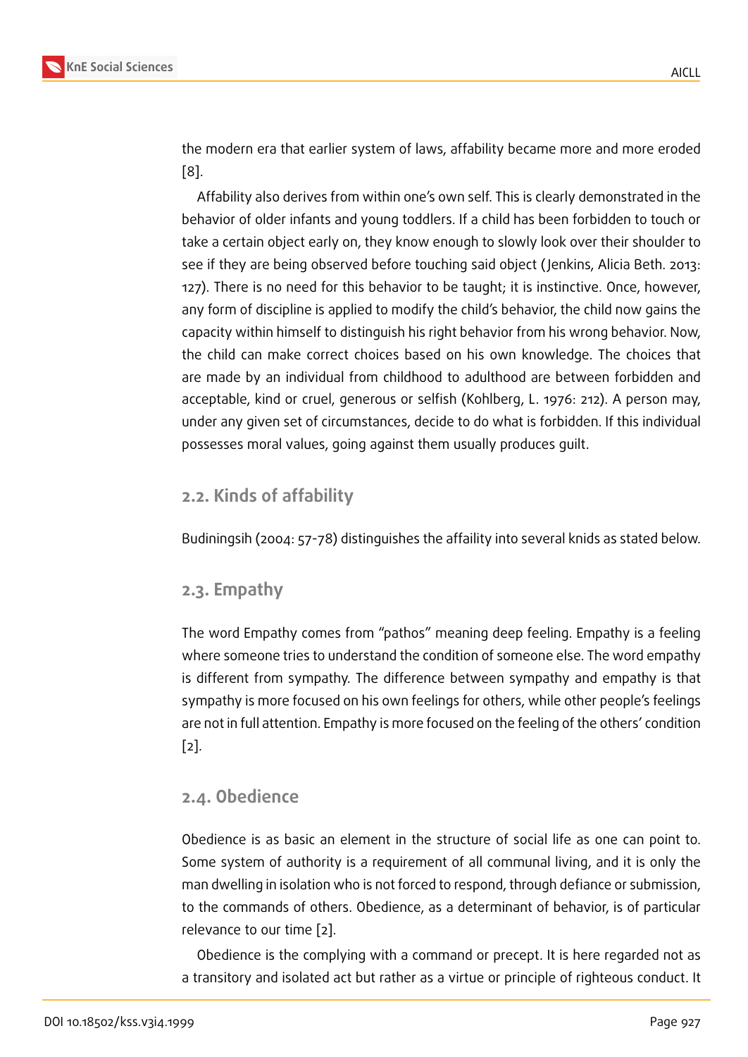the modern era that earlier system of laws, affability became more and more eroded [8].

Affability also derives from within one's own self. This is clearly demonstrated in the behavior of older infants and young toddlers. If a child has been forbidden to touch or take a certain object early on, they know enough to slowly look over their shoulder to see if they are being observed before touching said object (Jenkins, Alicia Beth. 2013: 127). There is no need for this behavior to be taught; it is instinctive. Once, however, any form of discipline is applied to modify the child's behavior, the child now gains the capacity within himself to distinguish his right behavior from his wrong behavior. Now, the child can make correct choices based on his own knowledge. The choices that are made by an individual from childhood to adulthood are between forbidden and acceptable, kind or cruel, generous or selfish (Kohlberg, L. 1976: 212). A person may, under any given set of circumstances, decide to do what is forbidden. If this individual possesses moral values, going against them usually produces guilt.

## 2.2. Kinds of affability

Budiningsih (2004: 57-78) distinguishes the affaility into several knids as stated below.

## 2.3. Empathy

The word Empathy comes from "pathos" meaning deep feeling. Empathy is a feeling where someone tries to understand the condition of someone else. The word empathy is different from sympathy. The difference between sympathy and empathy is that sympathy is more focused on his own feelings for others, while other people's feelings are not in full attention. Empathy is more focused on the feeling of the others' condition [2].

## 2.4. Obedience

Obedience is as basic an element in the structure of social life as one can point to. Some system of authority is a requirement of all communal living, and it is only the man dwelling in isolation who is not forced to respond, through defiance or submission, to the commands of others. Obedience, as a determinant of behavior, is of particular relevance to our time [2].

Obedience is the complying with a command or precept. It is here regarded not as a transitory and isolated act but rather as a virtue or principle of righteous conduct. It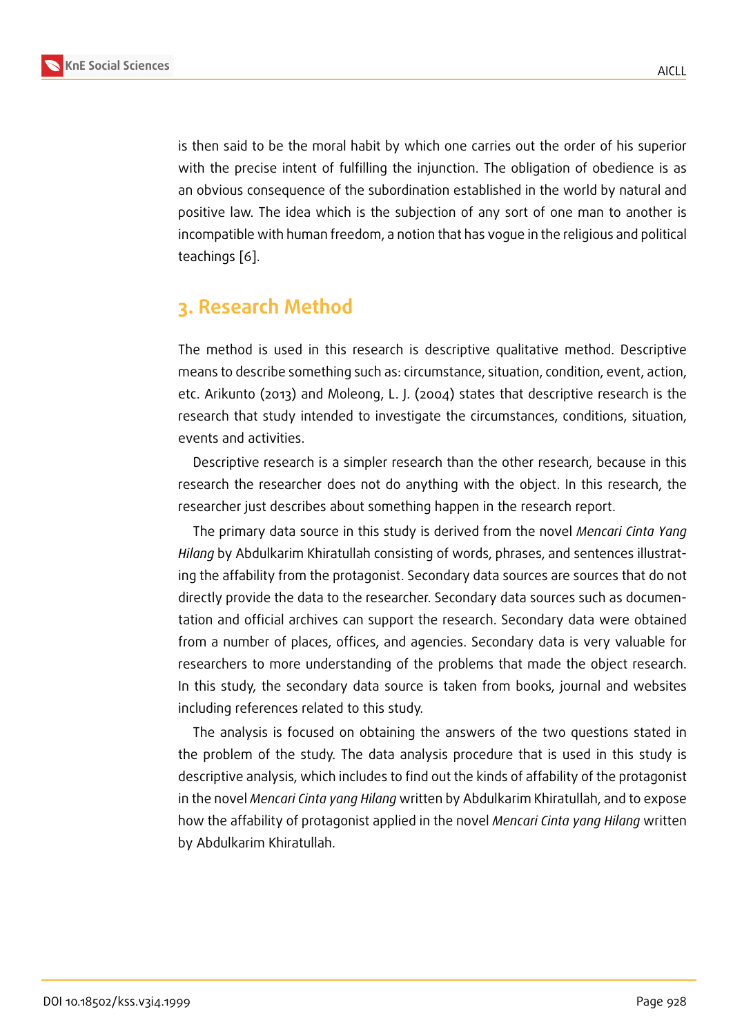is then said to be the moral habit by which one carries out the order of his superior with the precise intent of fulfilling the injunction. The obligation of obedience is as an obvious consequence of the subordination established in the world by natural and positive law. The idea which is the subjection of any sort of one man to another is incompatible with human freedom, a notion that has vogue in the religious and political teachings [6].

## 3. Research Method

The method is used in this research is descriptive qualitative method. Descriptive means to describe something such as: circumstance, situation, condition, event, action, etc. Arikunto (2013) and Moleong, L. J. (2004) states that descriptive research is the research that study intended to investigate the circumstances, conditions, situation, events and activities.

Descriptive research is a simpler research than the other research, because in this research the researcher does not do anything with the object. In this research, the researcher just describes about something happen in the research report.

The primary data source in this study is derived from the novel *Mencari Cinta Yang Hilang* by Abdulkarim Khiratullah consisting of words, phrases, and sentences illustrating the affability from the protagonist. Secondary data sources are sources that do not directly provide the data to the researcher. Secondary data sources such as documentation and official archives can support the research. Secondary data were obtained from a number of places, offices, and agencies. Secondary data is very valuable for researchers to more understanding of the problems that made the object research. In this study, the secondary data source is taken from books, journal and websites including references related to this study.

The analysis is focused on obtaining the answers of the two questions stated in the problem of the study. The data analysis procedure that is used in this study is descriptive analysis, which includes to find out the kinds of affability of the protagonist in the novel *Mencari Cinta yang Hilang* written by Abdulkarim Khiratullah, and to expose how the affability of protagonist applied in the novel *Mencari Cinta yang Hilang* written by Abdulkarim Khiratullah.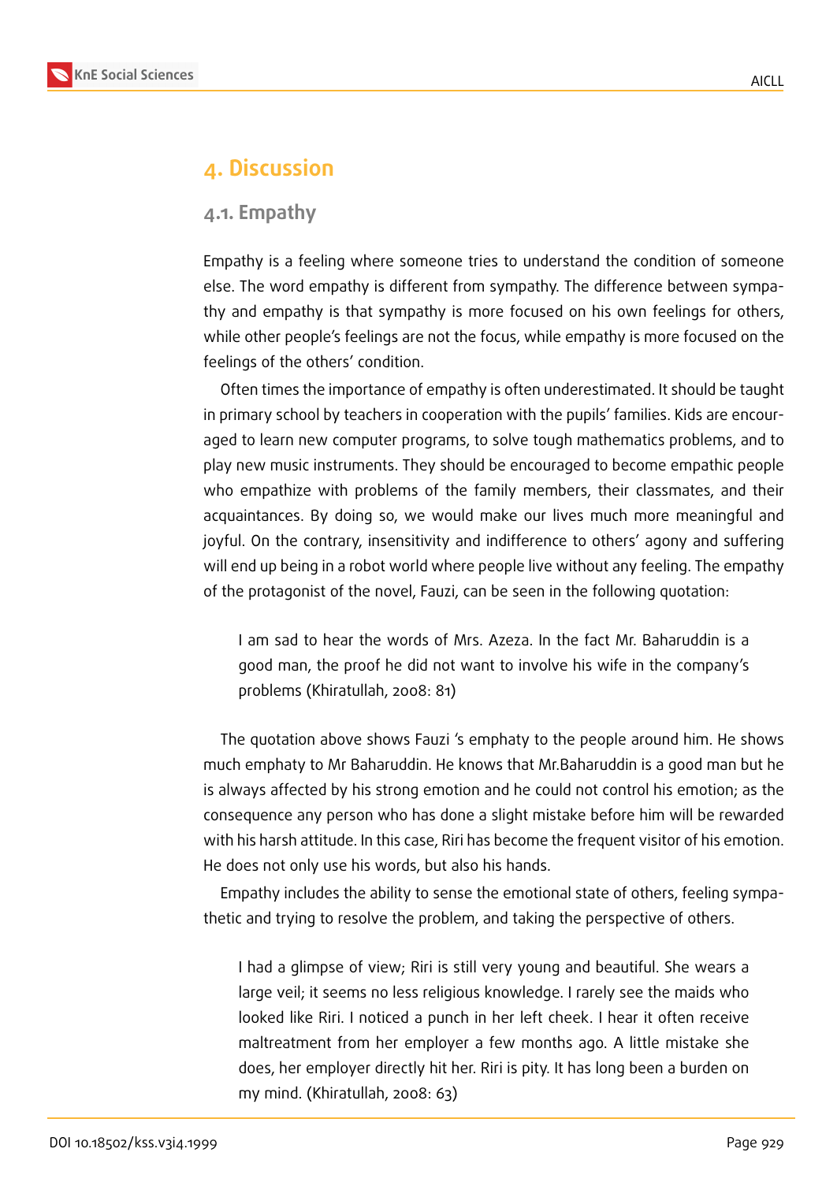# 4. Discussion

## 4.1. Empathy

Empathy is a feeling where someone tries to understand the condition of someone else. The word empathy is different from sympathy. The difference between sympathy and empathy is that sympathy is more focused on his own feelings for others, while other people's feelings are not the focus, while empathy is more focused on the feelings of the others' condition.

Often times the importance of empathy is often underestimated. It should be taught in primary school by teachers in cooperation with the pupils' families. Kids are encouraged to learn new computer programs, to solve tough mathematics problems, and to play new music instruments. They should be encouraged to become empathic people who empathize with problems of the family members, their classmates, and their acquaintances. By doing so, we would make our lives much more meaningful and joyful. On the contrary, insensitivity and indifference to others' agony and suffering will end up being in a robot world where people live without any feeling. The empathy of the protagonist of the novel, Fauzi, can be seen in the following quotation:

> I am sad to hear the words of Mrs. Azeza. In the fact Mr. Baharuddin is a good man, the proof he did not want to involve his wife in the company's problems (Khiratullah, 2008: 81)

The quotation above shows Fauzi 's emphaty to the people around him. He shows much emphaty to Mr Baharuddin. He knows that Mr.Baharuddin is a good man but he is always affected by his strong emotion and he could not control his emotion; as the consequence any person who has done a slight mistake before him will be rewarded with his harsh attitude. In this case, Riri has become the frequent visitor of his emotion. He does not only use his words, but also his hands.

Empathy includes the ability to sense the emotional state of others, feeling sympathetic and trying to resolve the problem, and taking the perspective of others.

> I had a glimpse of view; Riri is still very young and beautiful. She wears a large veil; it seems no less religious knowledge. I rarely see the maids who looked like Riri. I noticed a punch in her left cheek. I hear it often receive maltreatment from her employer a few months ago. A little mistake she does, her employer directly hit her. Riri is pity. It has long been a burden on my mind. (Khiratullah, 2008: 63)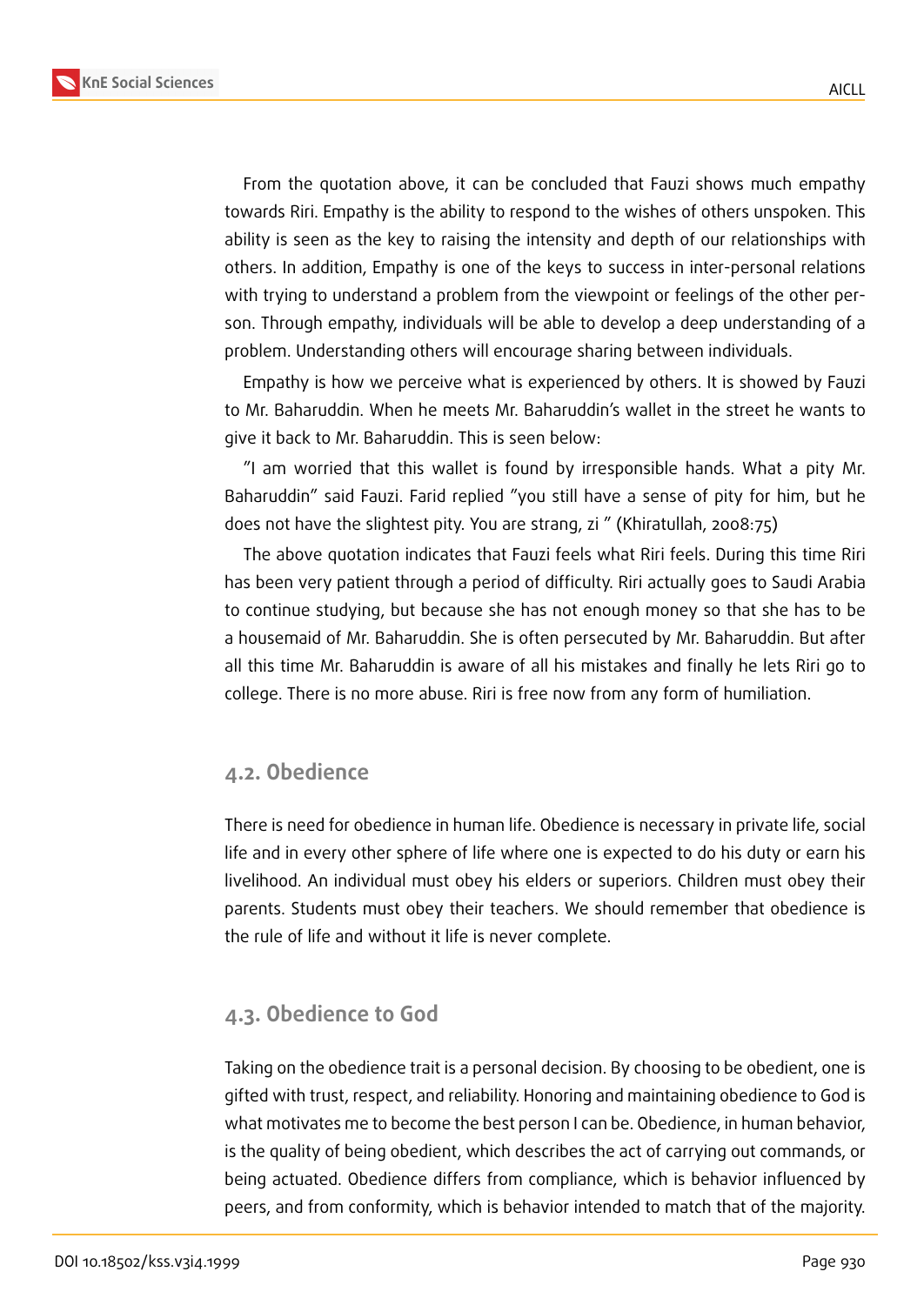From the quotation above, it can be concluded that Fauzi shows much empathy towards Riri. Empathy is the ability to respond to the wishes of others unspoken. This ability is seen as the key to raising the intensity and depth of our relationships with others. In addition, Empathy is one of the keys to success in inter-personal relations with trying to understand a problem from the viewpoint or feelings of the other person. Through empathy, individuals will be able to develop a deep understanding of a problem. Understanding others will encourage sharing between individuals.

Empathy is how we perceive what is experienced by others. It is showed by Fauzi to Mr. Baharuddin. When he meets Mr. Baharuddin's wallet in the street he wants to give it back to Mr. Baharuddin. This is seen below:

"I am worried that this wallet is found by irresponsible hands. What a pity Mr. Baharuddin" said Fauzi. Farid replied "you still have a sense of pity for him, but he does not have the slightest pity. You are strang, zi " (Khiratullah, 2008:75)

The above quotation indicates that Fauzi feels what Riri feels. During this time Riri has been very patient through a period of difficulty. Riri actually goes to Saudi Arabia to continue studying, but because she has not enough money so that she has to be a housemaid of Mr. Baharuddin. She is often persecuted by Mr. Baharuddin. But after all this time Mr. Baharuddin is aware of all his mistakes and finally he lets Riri go to college. There is no more abuse. Riri is free now from any form of humiliation.

## 4.2. Obedience

There is need for obedience in human life. Obedience is necessary in private life, social life and in every other sphere of life where one is expected to do his duty or earn his livelihood. An individual must obey his elders or superiors. Children must obey their parents. Students must obey their teachers. We should remember that obedience is the rule of life and without it life is never complete.

## 4.3. Obedience to God

Taking on the obedience trait is a personal decision. By choosing to be obedient, one is gifted with trust, respect, and reliability. Honoring and maintaining obedience to God is what motivates me to become the best person I can be. Obedience, in human behavior, is the quality of being obedient, which describes the act of carrying out commands, or being actuated. Obedience differs from compliance, which is behavior influenced by peers, and from conformity, which is behavior intended to match that of the majority.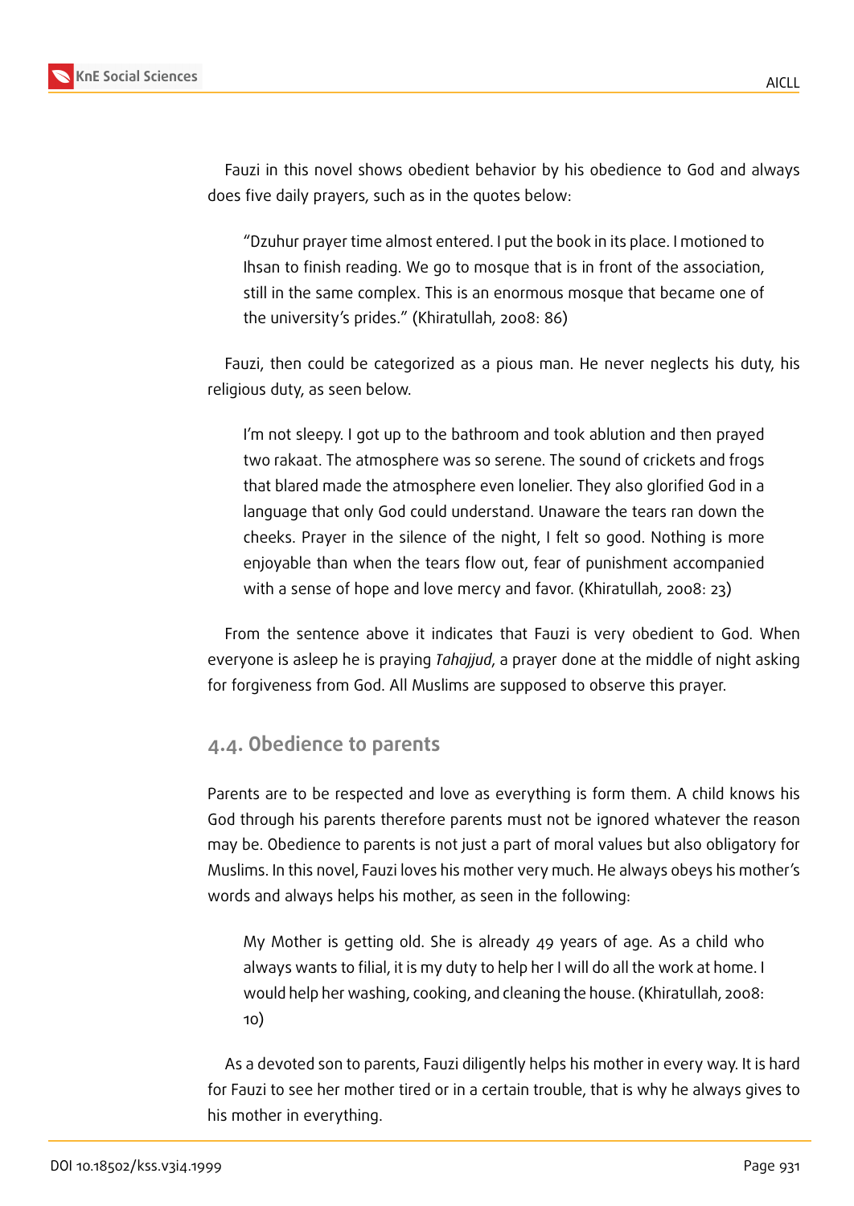Fauzi in this novel shows obedient behavior by his obedience to God and always does five daily prayers, such as in the quotes below:

> "Dzuhur prayer time almost entered. I put the book in its place. I motioned to Ihsan to finish reading. We go to mosque that is in front of the association, still in the same complex. This is an enormous mosque that became one of the university's prides." (Khiratullah, 2008: 86)

Fauzi, then could be categorized as a pious man. He never neglects his duty, his religious duty, as seen below.

> I'm not sleepy. I got up to the bathroom and took ablution and then prayed two rakaat. The atmosphere was so serene. The sound of crickets and frogs that blared made the atmosphere even lonelier. They also glorified God in a language that only God could understand. Unaware the tears ran down the cheeks. Prayer in the silence of the night, I felt so good. Nothing is more enjoyable than when the tears flow out, fear of punishment accompanied with a sense of hope and love mercy and favor. (Khiratullah, 2008: 23)

From the sentence above it indicates that Fauzi is very obedient to God. When everyone is asleep he is praying *Tahajjud*, a prayer done at the middle of night asking for forgiveness from God. All Muslims are supposed to observe this prayer.

### 4.4. Obedience to parents

Parents are to be respected and love as everything is form them. A child knows his God through his parents therefore parents must not be ignored whatever the reason may be. Obedience to parents is not just a part of moral values but also obligatory for Muslims. In this novel, Fauzi loves his mother very much. He always obeys his mother's words and always helps his mother, as seen in the following:

> My Mother is getting old. She is already 49 years of age. As a child who always wants to filial, it is my duty to help her I will do all the work at home. I would help her washing, cooking, and cleaning the house. (Khiratullah, 2008: 10)

As a devoted son to parents, Fauzi diligently helps his mother in every way. It is hard for Fauzi to see her mother tired or in a certain trouble, that is why he always gives to his mother in everything.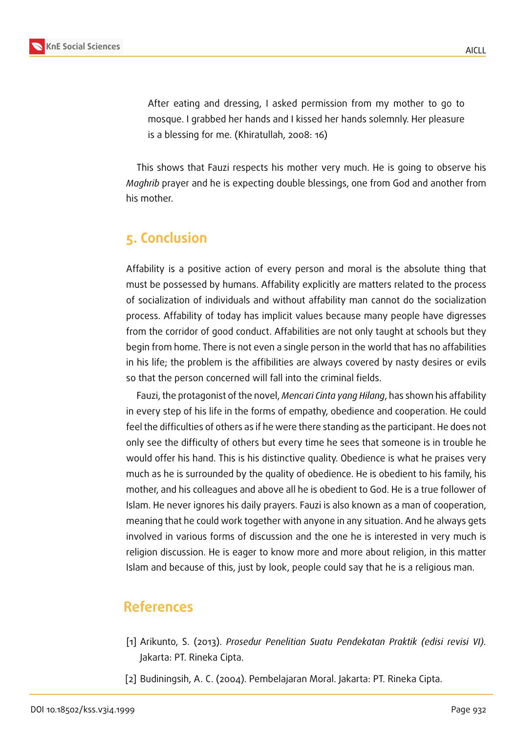> After eating and dressing, I asked permission from my mother to go to mosque. I grabbed her hands and I kissed her hands solemnly. Her pleasure is a blessing for me. (Khiratullah, 2008: 16)

This shows that Fauzi respects his mother very much. He is going to observe his *Maghrib* prayer and he is expecting double blessings, one from God and another from his mother.

## 5. Conclusion

Affability is a positive action of every person and moral is the absolute thing that must be possessed by humans. Affability explicitly are matters related to the process of socialization of individuals and without affability man cannot do the socialization process. Affability of today has implicit values because many people have digresses from the corridor of good conduct. Affabilities are not only taught at schools but they begin from home. There is not even a single person in the world that has no affabilities in his life; the problem is the affibilities are always covered by nasty desires or evils so that the person concerned will fall into the criminal fields.

Fauzi, the protagonist of the novel, *Mencari Cinta yang Hilang*, has shown his affability in every step of his life in the forms of empathy, obedience and cooperation. He could feel the difficulties of others as if he were there standing as the participant. He does not only see the difficulty of others but every time he sees that someone is in trouble he would offer his hand. This is his distinctive quality. Obedience is what he praises very much as he is surrounded by the quality of obedience. He is obedient to his family, his mother, and his colleagues and above all he is obedient to God. He is a true follower of Islam. He never ignores his daily prayers. Fauzi is also known as a man of cooperation, meaning that he could work together with anyone in any situation. And he always gets involved in various forms of discussion and the one he is interested in very much is religion discussion. He is eager to know more and more about religion, in this matter Islam and because of this, just by look, people could say that he is a religious man.

## References

[1] Arikunto, S. (2013). *Prosedur Penelitian Suatu Pendekatan Praktik (edisi revisi VI)*. Jakarta: PT. Rineka Cipta.

[2] Budiningsih, A. C. (2004). Pembelajaran Moral. Jakarta: PT. Rineka Cipta.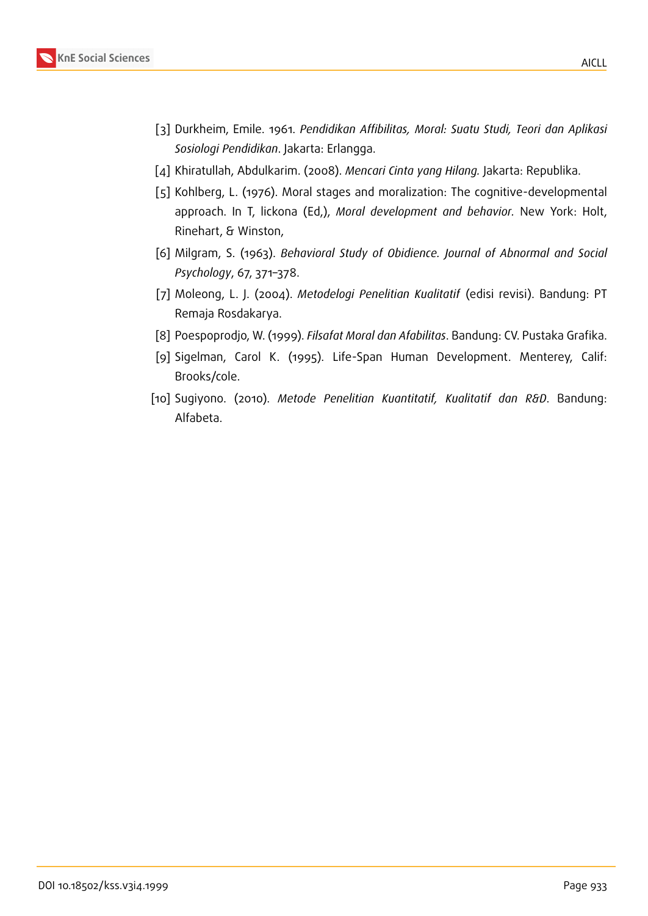[3] Durkheim, Emile. 1961. *Pendidikan Affibilitas, Moral: Suatu Studi, Teori dan Aplikasi Sosiologi Pendidikan*. Jakarta: Erlangga.

[4] Khiratullah, Abdulkarim. (2008). *Mencari Cinta yang Hilang.* Jakarta: Republika.

[5] Kohlberg, L. (1976). Moral stages and moralization: The cognitive-developmental approach. In T, lickona (Ed,), *Moral development and behavior.* New York: Holt, Rinehart, & Winston,

[6] Milgram, S. (1963). *Behavioral Study of Obidience. Journal of Abnormal and Social Psychology*, 67, 371–378.

[7] Moleong, L. J. (2004). *Metodelogi Penelitian Kualitatif* (edisi revisi). Bandung: PT Remaja Rosdakarya.

[8] Poespoprodjo, W. (1999). *Filsafat Moral dan Afabilitas*. Bandung: CV. Pustaka Grafika.

[9] Sigelman, Carol K. (1995). Life-Span Human Development. Menterey, Calif: Brooks/cole.

[10] Sugiyono. (2010). *Metode Penelitian Kuantitatif, Kualitatif dan R&D*. Bandung: Alfabeta.